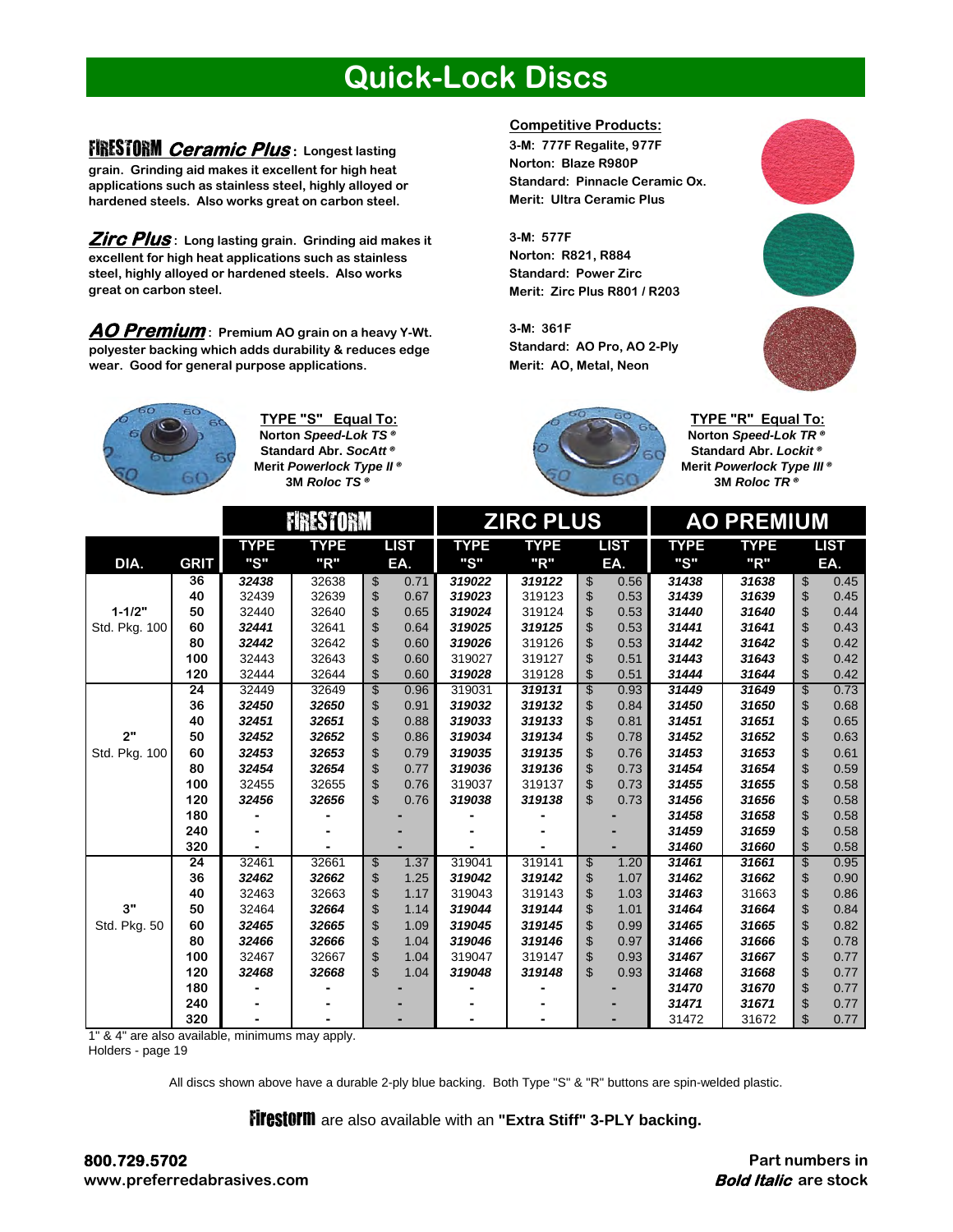# Quick-Lock Discs

**FIRESTORM *Ceramic Plus*:** Longest lasting grain. Grinding aid makes it excellent for high heat applications such as stainless steel, highly alloyed or hardened steels. Also works great on carbon steel.

***Zirc Plus*:** Long lasting grain. Grinding aid makes it excellent for high heat applications such as stainless steel, highly alloyed or hardened steels. Also works great on carbon steel.

***AO Premium*:** Premium AO grain on a heavy Y-Wt. polyester backing which adds durability & reduces edge wear. Good for general purpose applications.

**Competitive Products:**

**3-M: 777F Regalite, 977F**
**Norton: Blaze R980P**
**Standard: Pinnacle Ceramic Ox.**
**Merit: Ultra Ceramic Plus**

**3-M: 577F**
**Norton: R821, R884**
**Standard: Power Zirc**
**Merit: Zirc Plus R801 / R203**

**3-M: 361F**
**Standard: AO Pro, AO 2-Ply**
**Merit: AO, Metal, Neon**

**TYPE "S" Equal To:**
Norton *Speed-Lok TS ®*
Standard Abr. *SocAtt ®*
Merit *Powerlock Type II ®*
3M *Roloc TS ®*

**TYPE "R" Equal To:**
Norton *Speed-Lok TR ®*
Standard Abr. *Lockit ®*
Merit *Powerlock Type III ®*
3M *Roloc TR ®*

| | | FIRESTORM | | | ZIRC PLUS | | | AO PREMIUM | | |
|---|---|---|---|---|---|---|---|---|---|---|
| DIA. | GRIT | TYPE "S" | TYPE "R" | LIST EA. | TYPE "S" | TYPE "R" | LIST EA. | TYPE "S" | TYPE "R" | LIST EA. |
| 1-1/2" Std. Pkg. 100 | 36 | ***32438*** | 32638 | $ 0.71 | ***319022*** | ***319122*** | $ 0.56 | ***31438*** | ***31638*** | $ 0.45 |
| | 40 | 32439 | 32639 | $ 0.67 | ***319023*** | 319123 | $ 0.53 | ***31439*** | ***31639*** | $ 0.45 |
| | 50 | 32440 | 32640 | $ 0.65 | ***319024*** | 319124 | $ 0.53 | ***31440*** | ***31640*** | $ 0.44 |
| | 60 | ***32441*** | 32641 | $ 0.64 | ***319025*** | ***319125*** | $ 0.53 | ***31441*** | ***31641*** | $ 0.43 |
| | 80 | ***32442*** | 32642 | $ 0.60 | ***319026*** | 319126 | $ 0.53 | ***31442*** | ***31642*** | $ 0.42 |
| | 100 | 32443 | 32643 | $ 0.60 | 319027 | 319127 | $ 0.51 | ***31443*** | ***31643*** | $ 0.42 |
| | 120 | 32444 | 32644 | $ 0.60 | ***319028*** | 319128 | $ 0.51 | ***31444*** | ***31644*** | $ 0.42 |
| 2" Std. Pkg. 100 | 24 | 32449 | 32649 | $ 0.96 | 319031 | ***319131*** | $ 0.93 | ***31449*** | ***31649*** | $ 0.73 |
| | 36 | ***32450*** | ***32650*** | $ 0.91 | ***319032*** | ***319132*** | $ 0.84 | ***31450*** | ***31650*** | $ 0.68 |
| | 40 | ***32451*** | ***32651*** | $ 0.88 | ***319033*** | ***319133*** | $ 0.81 | ***31451*** | ***31651*** | $ 0.65 |
| | 50 | ***32452*** | ***32652*** | $ 0.86 | ***319034*** | ***319134*** | $ 0.78 | ***31452*** | ***31652*** | $ 0.63 |
| | 60 | ***32453*** | ***32653*** | $ 0.79 | ***319035*** | ***319135*** | $ 0.76 | ***31453*** | ***31653*** | $ 0.61 |
| | 80 | ***32454*** | ***32654*** | $ 0.77 | ***319036*** | ***319136*** | $ 0.73 | ***31454*** | ***31654*** | $ 0.59 |
| | 100 | 32455 | 32655 | $ 0.76 | 319037 | 319137 | $ 0.73 | ***31455*** | ***31655*** | $ 0.58 |
| | 120 | ***32456*** | ***32656*** | $ 0.76 | ***319038*** | ***319138*** | $ 0.73 | ***31456*** | ***31656*** | $ 0.58 |
| | 180 | - | - | - | - | - | - | ***31458*** | ***31658*** | $ 0.58 |
| | 240 | - | - | - | - | - | - | ***31459*** | ***31659*** | $ 0.58 |
| | 320 | - | - | - | - | - | - | ***31460*** | ***31660*** | $ 0.58 |
| 3" Std. Pkg. 50 | 24 | 32461 | 32661 | $ 1.37 | 319041 | 319141 | $ 1.20 | ***31461*** | ***31661*** | $ 0.95 |
| | 36 | ***32462*** | ***32662*** | $ 1.25 | ***319042*** | ***319142*** | $ 1.07 | ***31462*** | ***31662*** | $ 0.90 |
| | 40 | 32463 | 32663 | $ 1.17 | 319043 | 319143 | $ 1.03 | ***31463*** | 31663 | $ 0.86 |
| | 50 | 32464 | ***32664*** | $ 1.14 | ***319044*** | ***319144*** | $ 1.01 | ***31464*** | ***31664*** | $ 0.84 |
| | 60 | ***32465*** | ***32665*** | $ 1.09 | ***319045*** | ***319145*** | $ 0.99 | ***31465*** | ***31665*** | $ 0.82 |
| | 80 | ***32466*** | ***32666*** | $ 1.04 | ***319046*** | ***319146*** | $ 0.97 | ***31466*** | ***31666*** | $ 0.78 |
| | 100 | 32467 | 32667 | $ 1.04 | 319047 | 319147 | $ 0.93 | ***31467*** | ***31667*** | $ 0.77 |
| | 120 | ***32468*** | ***32668*** | $ 1.04 | ***319048*** | ***319148*** | $ 0.93 | ***31468*** | ***31668*** | $ 0.77 |
| | 180 | - | - | - | - | - | - | ***31470*** | ***31670*** | $ 0.77 |
| | 240 | - | - | - | - | - | - | ***31471*** | ***31671*** | $ 0.77 |
| | 320 | - | - | - | - | - | - | 31472 | 31672 | $ 0.77 |

1" & 4" are also available, minimums may apply.
Holders - page 19

All discs shown above have a durable 2-ply blue backing. Both Type "S" & "R" buttons are spin-welded plastic.

**Firestorm** are also available with an **"Extra Stiff" 3-PLY backing.**

**800.729.5702**
**www.preferredabrasives.com**

**Part numbers in *Bold Italic* are stock**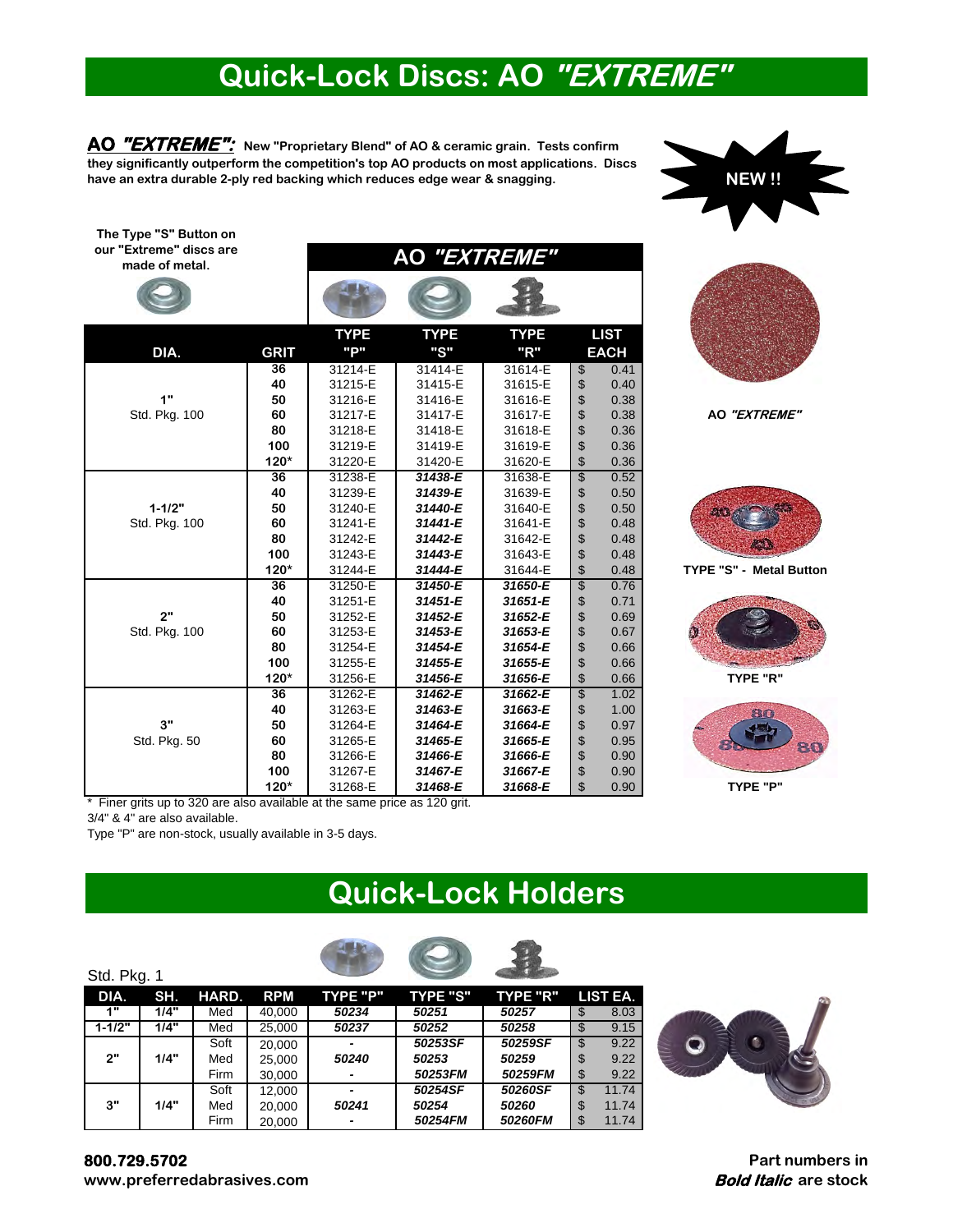# Quick-Lock Discs: AO *"EXTREME"*

**AO *"EXTREME":*** **New "Proprietary Blend" of AO & ceramic grain. Tests confirm they significantly outperform the competition's top AO products on most applications. Discs have an extra durable 2-ply red backing which reduces edge wear & snagging.**

**NEW !!**

**The Type "S" Button on our "Extreme" discs are made of metal.**

| DIA. | GRIT | TYPE "P" | TYPE "S" | TYPE "R" | LIST EACH |
|---|---|---|---|---|---|
| 1" Std. Pkg. 100 | 36 | 31214-E | 31414-E | 31614-E | $ 0.41 |
| | 40 | 31215-E | 31415-E | 31615-E | $ 0.40 |
| | 50 | 31216-E | 31416-E | 31616-E | $ 0.38 |
| | 60 | 31217-E | 31417-E | 31617-E | $ 0.38 |
| | 80 | 31218-E | 31418-E | 31618-E | $ 0.36 |
| | 100 | 31219-E | 31419-E | 31619-E | $ 0.36 |
| | 120* | 31220-E | 31420-E | 31620-E | $ 0.36 |
| 1-1/2" Std. Pkg. 100 | 36 | 31238-E | ***31438-E*** | 31638-E | $ 0.52 |
| | 40 | 31239-E | ***31439-E*** | 31639-E | $ 0.50 |
| | 50 | 31240-E | ***31440-E*** | 31640-E | $ 0.50 |
| | 60 | 31241-E | ***31441-E*** | 31641-E | $ 0.48 |
| | 80 | 31242-E | ***31442-E*** | 31642-E | $ 0.48 |
| | 100 | 31243-E | ***31443-E*** | 31643-E | $ 0.48 |
| | 120* | 31244-E | ***31444-E*** | 31644-E | $ 0.48 |
| 2" Std. Pkg. 100 | 36 | 31250-E | ***31450-E*** | ***31650-E*** | $ 0.76 |
| | 40 | 31251-E | ***31451-E*** | ***31651-E*** | $ 0.71 |
| | 50 | 31252-E | ***31452-E*** | ***31652-E*** | $ 0.69 |
| | 60 | 31253-E | ***31453-E*** | ***31653-E*** | $ 0.67 |
| | 80 | 31254-E | ***31454-E*** | ***31654-E*** | $ 0.66 |
| | 100 | 31255-E | ***31455-E*** | ***31655-E*** | $ 0.66 |
| | 120* | 31256-E | ***31456-E*** | ***31656-E*** | $ 0.66 |
| 3" Std. Pkg. 50 | 36 | 31262-E | ***31462-E*** | ***31662-E*** | $ 1.02 |
| | 40 | 31263-E | ***31463-E*** | ***31663-E*** | $ 1.00 |
| | 50 | 31264-E | ***31464-E*** | ***31664-E*** | $ 0.97 |
| | 60 | 31265-E | ***31465-E*** | ***31665-E*** | $ 0.95 |
| | 80 | 31266-E | ***31466-E*** | ***31666-E*** | $ 0.90 |
| | 100 | 31267-E | ***31467-E*** | ***31667-E*** | $ 0.90 |
| | 120* | 31268-E | ***31468-E*** | ***31668-E*** | $ 0.90 |

\* Finer grits up to 320 are also available at the same price as 120 grit.
3/4" & 4" are also available.
Type "P" are non-stock, usually available in 3-5 days.

**AO *"EXTREME"***

**TYPE "S" - Metal Button**

**TYPE "R"**

**TYPE "P"**

# Quick-Lock Holders

Std. Pkg. 1

| DIA. | SH. | HARD. | RPM | TYPE "P" | TYPE "S" | TYPE "R" | LIST EA. |
|---|---|---|---|---|---|---|---|
| 1" | 1/4" | Med | 40,000 | ***50234*** | ***50251*** | ***50257*** | $ 8.03 |
| 1-1/2" | 1/4" | Med | 25,000 | ***50237*** | ***50252*** | ***50258*** | $ 9.15 |
| 2" | 1/4" | Soft | 20,000 | - | ***50253SF*** | ***50259SF*** | $ 9.22 |
| | | Med | 25,000 | ***50240*** | ***50253*** | ***50259*** | $ 9.22 |
| | | Firm | 30,000 | - | ***50253FM*** | ***50259FM*** | $ 9.22 |
| 3" | 1/4" | Soft | 12,000 | - | ***50254SF*** | ***50260SF*** | $ 11.74 |
| | | Med | 20,000 | ***50241*** | ***50254*** | ***50260*** | $ 11.74 |
| | | Firm | 20,000 | - | ***50254FM*** | ***50260FM*** | $ 11.74 |

**800.729.5702**
**www.preferredabrasives.com**

**Part numbers in *Bold Italic* are stock**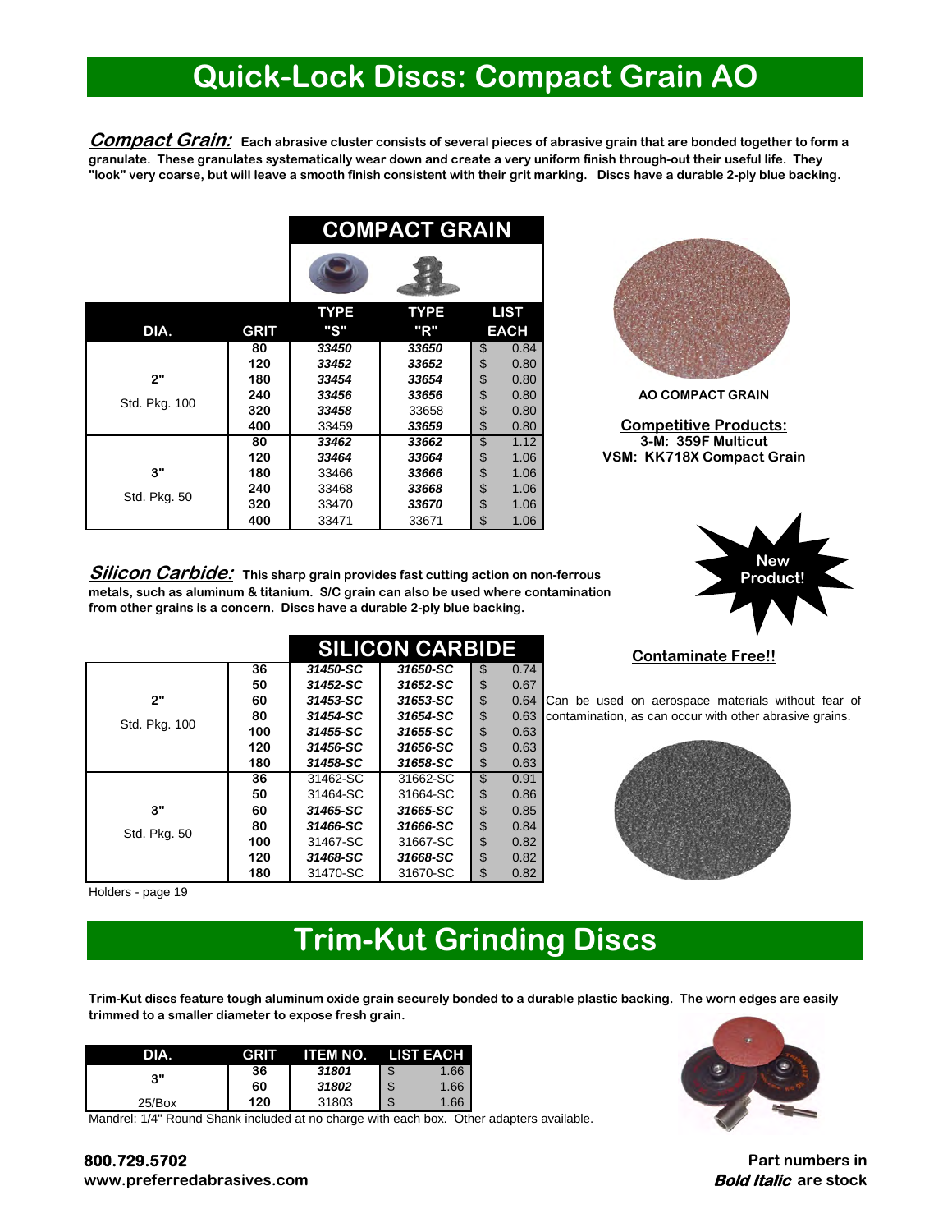# Quick-Lock Discs: Compact Grain AO

***Compact Grain:*** **Each abrasive cluster consists of several pieces of abrasive grain that are bonded together to form a granulate. These granulates systematically wear down and create a very uniform finish through-out their useful life. They "look" very coarse, but will leave a smooth finish consistent with their grit marking. Discs have a durable 2-ply blue backing.**

| | | COMPACT GRAIN | | |
|---|---|---|---|---|
| **DIA.** | **GRIT** | **TYPE "S"** | **TYPE "R"** | **LIST EACH** |
| 2" Std. Pkg. 100 | 80 | ***33450*** | ***33650*** | $ 0.84 |
| | 120 | ***33452*** | ***33652*** | $ 0.80 |
| | 180 | ***33454*** | ***33654*** | $ 0.80 |
| | 240 | ***33456*** | ***33656*** | $ 0.80 |
| | 320 | ***33458*** | 33658 | $ 0.80 |
| | 400 | 33459 | ***33659*** | $ 0.80 |
| 3" Std. Pkg. 50 | 80 | ***33462*** | ***33662*** | $ 1.12 |
| | 120 | ***33464*** | ***33664*** | $ 1.06 |
| | 180 | 33466 | ***33666*** | $ 1.06 |
| | 240 | 33468 | ***33668*** | $ 1.06 |
| | 320 | 33470 | ***33670*** | $ 1.06 |
| | 400 | 33471 | 33671 | $ 1.06 |

**AO COMPACT GRAIN**

**Competitive Products:**
**3-M: 359F Multicut**
**VSM: KK718X Compact Grain**

***Silicon Carbide:*** **This sharp grain provides fast cutting action on non-ferrous metals, such as aluminum & titanium. S/C grain can also be used where contamination from other grains is a concern. Discs have a durable 2-ply blue backing.**

**New Product!**

**Contaminate Free!!**

Can be used on aerospace materials without fear of contamination, as can occur with other abrasive grains.

| | | SILICON CARBIDE | | |
|---|---|---|---|---|
| 2" Std. Pkg. 100 | 36 | ***31450-SC*** | ***31650-SC*** | $ 0.74 |
| | 50 | ***31452-SC*** | ***31652-SC*** | $ 0.67 |
| | 60 | ***31453-SC*** | ***31653-SC*** | $ 0.64 |
| | 80 | ***31454-SC*** | ***31654-SC*** | $ 0.63 |
| | 100 | ***31455-SC*** | ***31655-SC*** | $ 0.63 |
| | 120 | ***31456-SC*** | ***31656-SC*** | $ 0.63 |
| | 180 | ***31458-SC*** | ***31658-SC*** | $ 0.63 |
| 3" Std. Pkg. 50 | 36 | 31462-SC | 31662-SC | $ 0.91 |
| | 50 | 31464-SC | 31664-SC | $ 0.86 |
| | 60 | ***31465-SC*** | ***31665-SC*** | $ 0.85 |
| | 80 | ***31466-SC*** | ***31666-SC*** | $ 0.84 |
| | 100 | 31467-SC | 31667-SC | $ 0.82 |
| | 120 | ***31468-SC*** | ***31668-SC*** | $ 0.82 |
| | 180 | 31470-SC | 31670-SC | $ 0.82 |

Holders - page 19

# Trim-Kut Grinding Discs

**Trim-Kut discs feature tough aluminum oxide grain securely bonded to a durable plastic backing. The worn edges are easily trimmed to a smaller diameter to expose fresh grain.**

| DIA. | GRIT | ITEM NO. | LIST EACH |
|---|---|---|---|
| 3" | 36 | ***31801*** | $ 1.66 |
| | 60 | ***31802*** | $ 1.66 |
| 25/Box | 120 | 31803 | $ 1.66 |

Mandrel: 1/4" Round Shank included at no charge with each box. Other adapters available.

**800.729.5702**
**www.preferredabrasives.com**

**Part numbers in *Bold Italic* are stock**